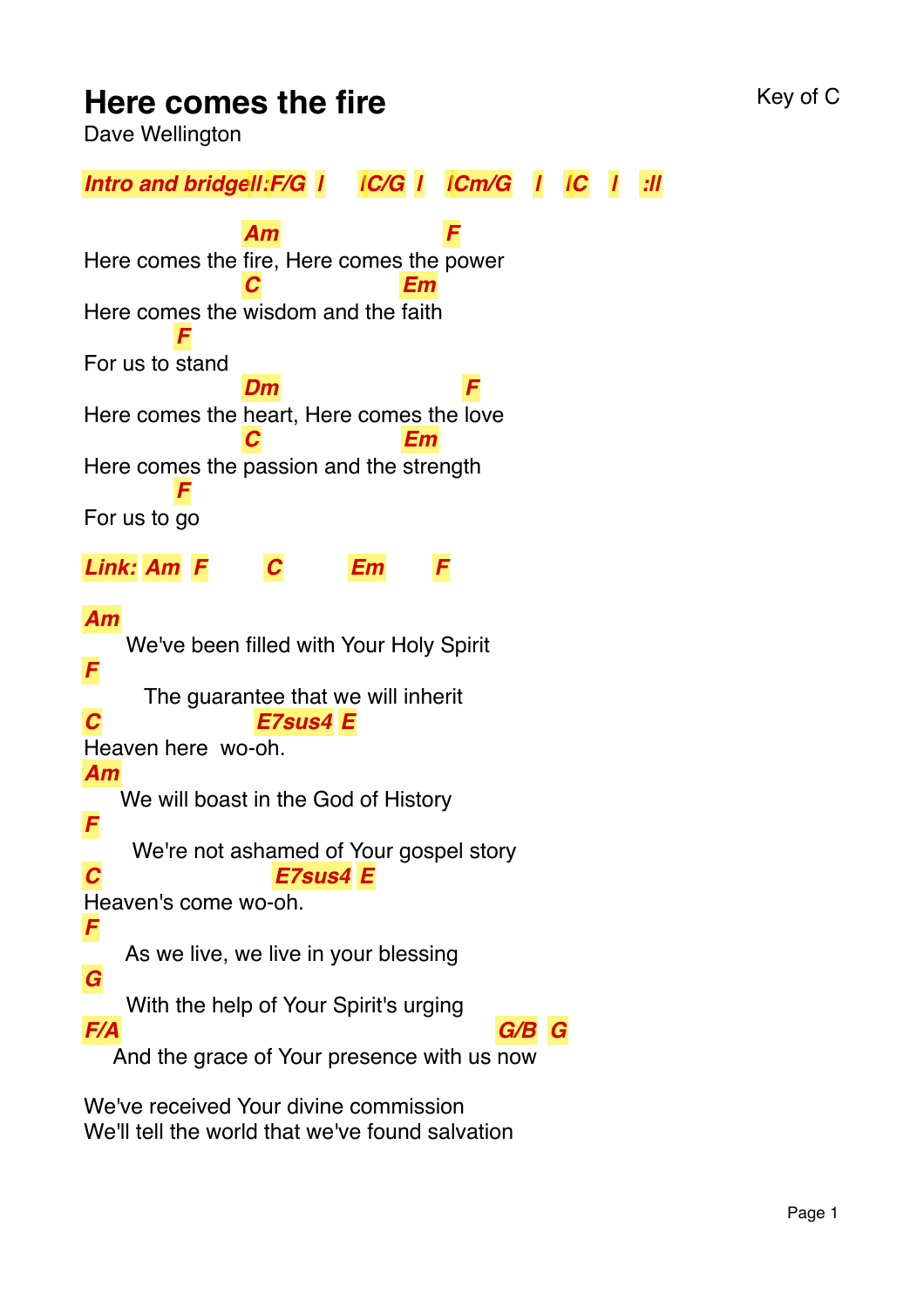# Here comes the fire

Dave Wellington

Key of C

***Intro and bridge* ||:F/G | |C/G | |Cm/G | |C | :||**

```
                  Am                     F
Here comes the fire, Here comes the power
                  C           Em
Here comes the wisdom and the faith
          F
For us to stand
                  Dm                       F
Here comes the heart, Here comes the love
                  C           Em
Here comes the passion and the strength
          F
For us to go
```

***Link:* Am F C Em F**

```
Am
    We've been filled with Your Holy Spirit
F
      The guarantee that we will inherit
C                  E7sus4 E
Heaven here  wo-oh.
Am
   We will boast in the God of History
F
     We're not ashamed of Your gospel story
C                    E7sus4 E
Heaven's come wo-oh.
F
   As we live, we live in your blessing
G
   With the help of Your Spirit's urging
F/A                                        G/B  G
  And the grace of Your presence with us now
```

We've received Your divine commission
We'll tell the world that we've found salvation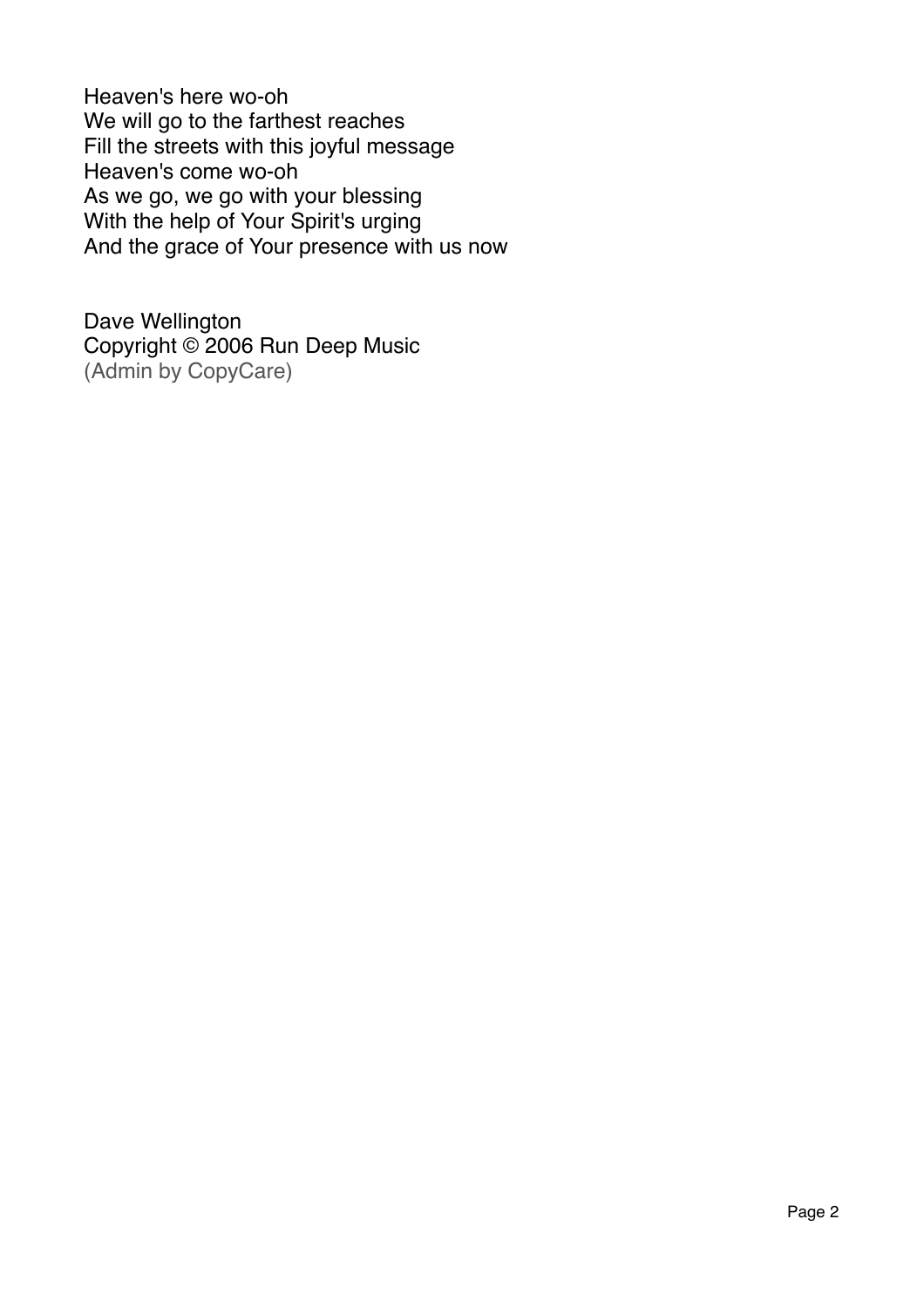Heaven's here wo-oh
We will go to the farthest reaches
Fill the streets with this joyful message
Heaven's come wo-oh
As we go, we go with your blessing
With the help of Your Spirit's urging
And the grace of Your presence with us now

Dave Wellington
Copyright © 2006 Run Deep Music
(Admin by CopyCare)